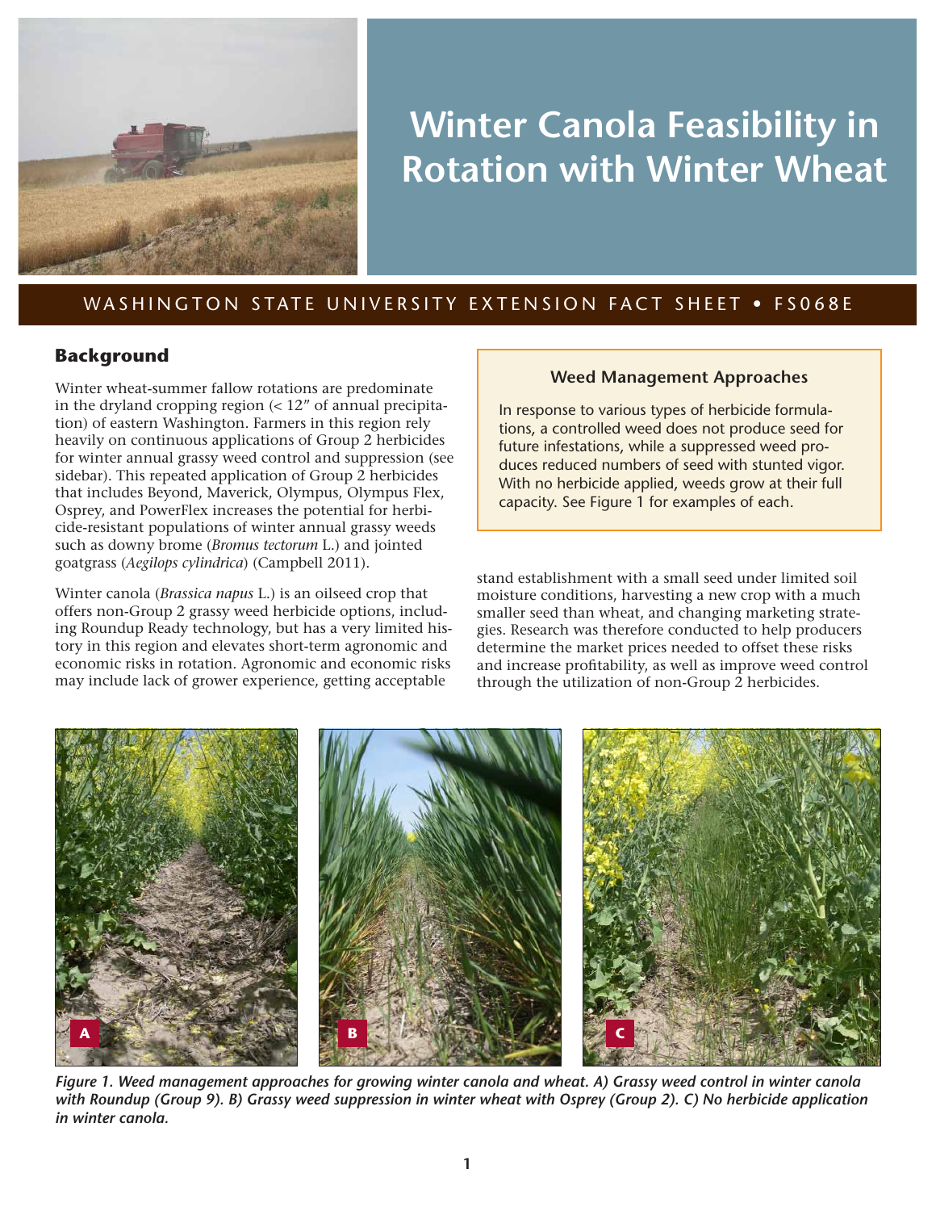# Winter Canola Feasibility in Rotation with Winter Wheat

WASHINGTON STATE UNIVERSITY EXTENSION FACT SHEET • FS068E

## Background

Winter wheat-summer fallow rotations are predominate in the dryland cropping region (< 12″ of annual precipitation) of eastern Washington. Farmers in this region rely heavily on continuous applications of Group 2 herbicides for winter annual grassy weed control and suppression (see sidebar). This repeated application of Group 2 herbicides that includes Beyond, Maverick, Olympus, Olympus Flex, Osprey, and PowerFlex increases the potential for herbicide-resistant populations of winter annual grassy weeds such as downy brome (*Bromus tectorum* L.) and jointed goatgrass (*Aegilops cylindrica*) (Campbell 2011).

Winter canola (*Brassica napus* L.) is an oilseed crop that offers non-Group 2 grassy weed herbicide options, including Roundup Ready technology, but has a very limited history in this region and elevates short-term agronomic and economic risks in rotation. Agronomic and economic risks may include lack of grower experience, getting acceptable stand establishment with a small seed under limited soil moisture conditions, harvesting a new crop with a much smaller seed than wheat, and changing marketing strategies. Research was therefore conducted to help producers determine the market prices needed to offset these risks and increase profitability, as well as improve weed control through the utilization of non-Group 2 herbicides.

### Weed Management Approaches

In response to various types of herbicide formulations, a controlled weed does not produce seed for future infestations, while a suppressed weed produces reduced numbers of seed with stunted vigor. With no herbicide applied, weeds grow at their full capacity. See Figure 1 for examples of each.

*Figure 1. Weed management approaches for growing winter canola and wheat. A) Grassy weed control in winter canola with Roundup (Group 9). B) Grassy weed suppression in winter wheat with Osprey (Group 2). C) No herbicide application in winter canola.*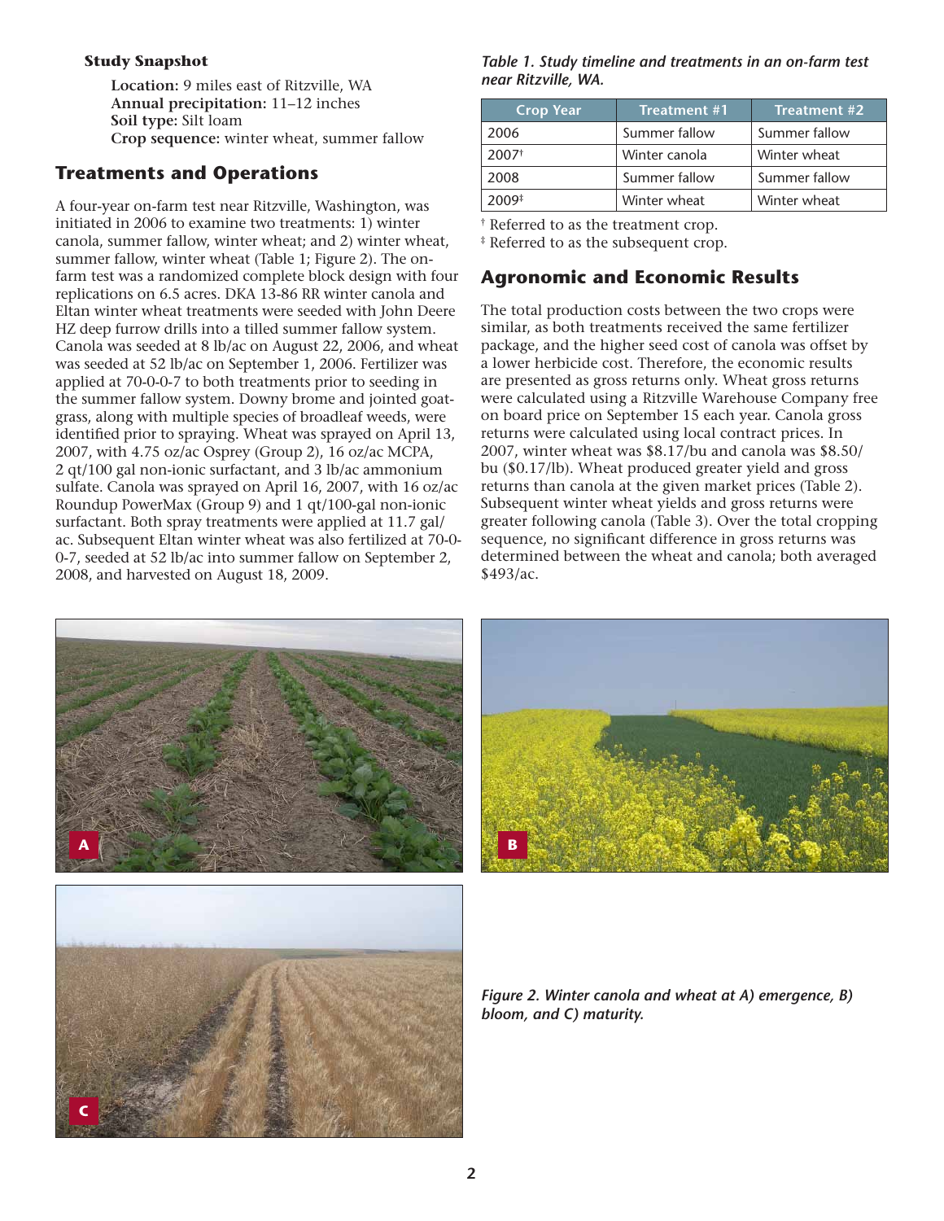**Study Snapshot**

**Location:** 9 miles east of Ritzville, WA
**Annual precipitation:** 11–12 inches
**Soil type:** Silt loam
**Crop sequence:** winter wheat, summer fallow

## Treatments and Operations

A four-year on-farm test near Ritzville, Washington, was initiated in 2006 to examine two treatments: 1) winter canola, summer fallow, winter wheat; and 2) winter wheat, summer fallow, winter wheat (Table 1; Figure 2). The on-farm test was a randomized complete block design with four replications on 6.5 acres. DKA 13-86 RR winter canola and Eltan winter wheat treatments were seeded with John Deere HZ deep furrow drills into a tilled summer fallow system. Canola was seeded at 8 lb/ac on August 22, 2006, and wheat was seeded at 52 lb/ac on September 1, 2006. Fertilizer was applied at 70-0-0-7 to both treatments prior to seeding in the summer fallow system. Downy brome and jointed goatgrass, along with multiple species of broadleaf weeds, were identified prior to spraying. Wheat was sprayed on April 13, 2007, with 4.75 oz/ac Osprey (Group 2), 16 oz/ac MCPA, 2 qt/100 gal non-ionic surfactant, and 3 lb/ac ammonium sulfate. Canola was sprayed on April 16, 2007, with 16 oz/ac Roundup PowerMax (Group 9) and 1 qt/100-gal non-ionic surfactant. Both spray treatments were applied at 11.7 gal/ac. Subsequent Eltan winter wheat was also fertilized at 70-0-0-7, seeded at 52 lb/ac into summer fallow on September 2, 2008, and harvested on August 18, 2009.

*Table 1. Study timeline and treatments in an on-farm test near Ritzville, WA.*

| Crop Year | Treatment #1 | Treatment #2 |
|---|---|---|
| 2006 | Summer fallow | Summer fallow |
| 2007† | Winter canola | Winter wheat |
| 2008 | Summer fallow | Summer fallow |
| 2009‡ | Winter wheat | Winter wheat |

† Referred to as the treatment crop.
‡ Referred to as the subsequent crop.

## Agronomic and Economic Results

The total production costs between the two crops were similar, as both treatments received the same fertilizer package, and the higher seed cost of canola was offset by a lower herbicide cost. Therefore, the economic results are presented as gross returns only. Wheat gross returns were calculated using a Ritzville Warehouse Company free on board price on September 15 each year. Canola gross returns were calculated using local contract prices. In 2007, winter wheat was $8.17/bu and canola was $8.50/bu ($0.17/lb). Wheat produced greater yield and gross returns than canola at the given market prices (Table 2). Subsequent winter wheat yields and gross returns were greater following canola (Table 3). Over the total cropping sequence, no significant difference in gross returns was determined between the wheat and canola; both averaged $493/ac.

*Figure 2. Winter canola and wheat at A) emergence, B) bloom, and C) maturity.*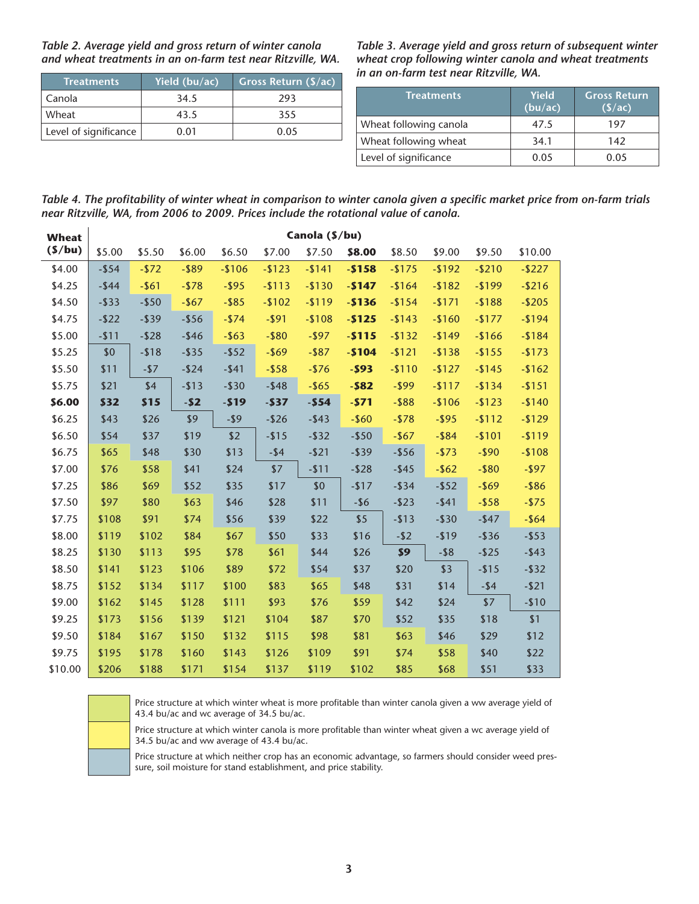*Table 2. Average yield and gross return of winter canola and wheat treatments in an on-farm test near Ritzville, WA.*

| Treatments | Yield (bu/ac) | Gross Return ($/ac) |
|---|---|---|
| Canola | 34.5 | 293 |
| Wheat | 43.5 | 355 |
| Level of significance | 0.01 | 0.05 |

*Table 3. Average yield and gross return of subsequent winter wheat crop following winter canola and wheat treatments in an on-farm test near Ritzville, WA.*

| Treatments | Yield (bu/ac) | Gross Return ($/ac) |
|---|---|---|
| Wheat following canola | 47.5 | 197 |
| Wheat following wheat | 34.1 | 142 |
| Level of significance | 0.05 | 0.05 |

*Table 4. The profitability of winter wheat in comparison to winter canola given a specific market price from on-farm trials near Ritzville, WA, from 2006 to 2009. Prices include the rotational value of canola.*

| Wheat ($/bu) | Canola ($/bu) | | | | | | | | | | |
|---|---|---|---|---|---|---|---|---|---|---|---|
| | $5.00 | $5.50 | $6.00 | $6.50 | $7.00 | $7.50 | **$8.00** | $8.50 | $9.00 | $9.50 | $10.00 |
| $4.00 | -$54 | -$72 | -$89 | -$106 | -$123 | -$141 | **-$158** | -$175 | -$192 | -$210 | -$227 |
| $4.25 | -$44 | -$61 | -$78 | -$95 | -$113 | -$130 | **-$147** | -$164 | -$182 | -$199 | -$216 |
| $4.50 | -$33 | -$50 | -$67 | -$85 | -$102 | -$119 | **-$136** | -$154 | -$171 | -$188 | -$205 |
| $4.75 | -$22 | -$39 | -$56 | -$74 | -$91 | -$108 | **-$125** | -$143 | -$160 | -$177 | -$194 |
| $5.00 | -$11 | -$28 | -$46 | -$63 | -$80 | -$97 | **-$115** | -$132 | -$149 | -$166 | -$184 |
| $5.25 | $0 | -$18 | -$35 | -$52 | -$69 | -$87 | **-$104** | -$121 | -$138 | -$155 | -$173 |
| $5.50 | $11 | -$7 | -$24 | -$41 | -$58 | -$76 | **-$93** | -$110 | -$127 | -$145 | -$162 |
| $5.75 | $21 | $4 | -$13 | -$30 | -$48 | -$65 | **-$82** | -$99 | -$117 | -$134 | -$151 |
| **$6.00** | **$32** | **$15** | **-$2** | **-$19** | **-$37** | **-$54** | **-$71** | -$88 | -$106 | -$123 | -$140 |
| $6.25 | $43 | $26 | $9 | -$9 | -$26 | -$43 | -$60 | -$78 | -$95 | -$112 | -$129 |
| $6.50 | $54 | $37 | $19 | $2 | -$15 | -$32 | -$50 | -$67 | -$84 | -$101 | -$119 |
| $6.75 | $65 | $48 | $30 | $13 | -$4 | -$21 | -$39 | -$56 | -$73 | -$90 | -$108 |
| $7.00 | $76 | $58 | $41 | $24 | $7 | -$11 | -$28 | -$45 | -$62 | -$80 | -$97 |
| $7.25 | $86 | $69 | $52 | $35 | $17 | $0 | -$17 | -$34 | -$52 | -$69 | -$86 |
| $7.50 | $97 | $80 | $63 | $46 | $28 | $11 | -$6 | -$23 | -$41 | -$58 | -$75 |
| $7.75 | $108 | $91 | $74 | $56 | $39 | $22 | $5 | -$13 | -$30 | -$47 | -$64 |
| $8.00 | $119 | $102 | $84 | $67 | $50 | $33 | $16 | -$2 | -$19 | -$36 | -$53 |
| $8.25 | $130 | $113 | $95 | $78 | $61 | $44 | $26 | **$9** | -$8 | -$25 | -$43 |
| $8.50 | $141 | $123 | $106 | $89 | $72 | $54 | $37 | $20 | $3 | -$15 | -$32 |
| $8.75 | $152 | $134 | $117 | $100 | $83 | $65 | $48 | $31 | $14 | -$4 | -$21 |
| $9.00 | $162 | $145 | $128 | $111 | $93 | $76 | $59 | $42 | $24 | $7 | -$10 |
| $9.25 | $173 | $156 | $139 | $121 | $104 | $87 | $70 | $52 | $35 | $18 | $1 |
| $9.50 | $184 | $167 | $150 | $132 | $115 | $98 | $81 | $63 | $46 | $29 | $12 |
| $9.75 | $195 | $178 | $160 | $143 | $126 | $109 | $91 | $74 | $58 | $40 | $22 |
| $10.00 | $206 | $188 | $171 | $154 | $137 | $119 | $102 | $85 | $68 | $51 | $33 |

- (Green) Price structure at which winter wheat is more profitable than winter canola given a ww average yield of 43.4 bu/ac and wc average of 34.5 bu/ac.
- (Yellow) Price structure at which winter canola is more profitable than winter wheat given a wc average yield of 34.5 bu/ac and ww average of 43.4 bu/ac.
- (Blue) Price structure at which neither crop has an economic advantage, so farmers should consider weed pressure, soil moisture for stand establishment, and price stability.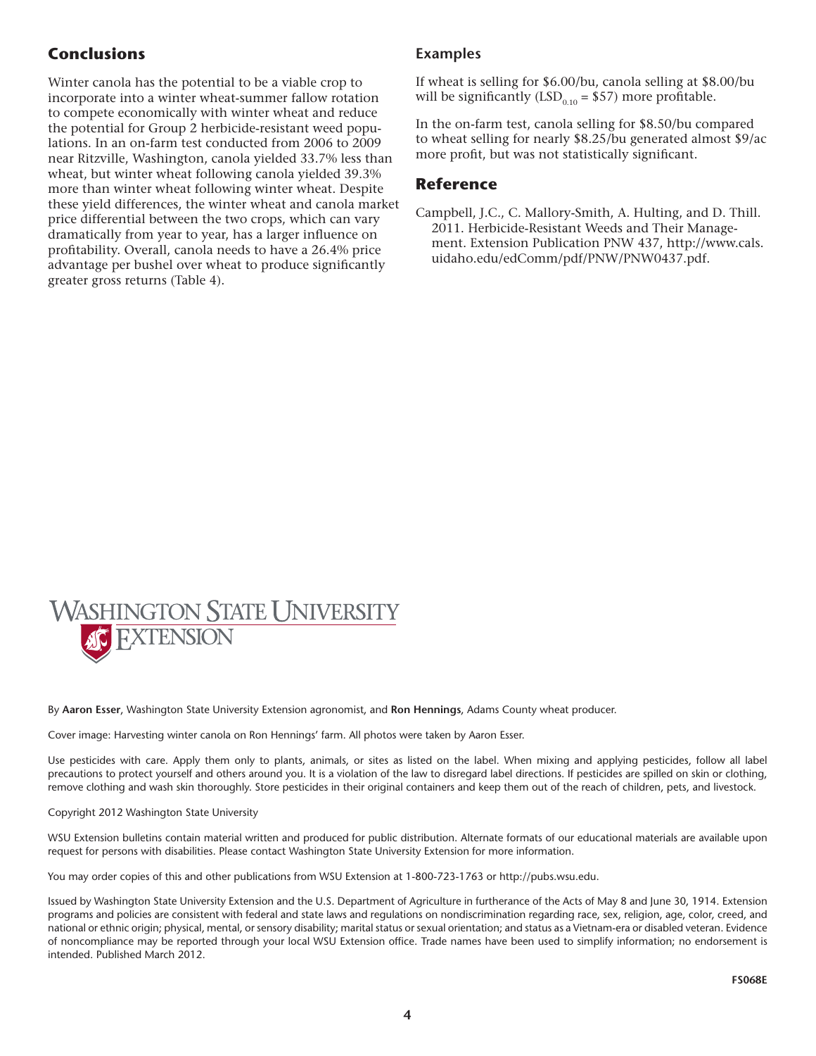## Conclusions

Winter canola has the potential to be a viable crop to incorporate into a winter wheat-summer fallow rotation to compete economically with winter wheat and reduce the potential for Group 2 herbicide-resistant weed populations. In an on-farm test conducted from 2006 to 2009 near Ritzville, Washington, canola yielded 33.7% less than wheat, but winter wheat following canola yielded 39.3% more than winter wheat following winter wheat. Despite these yield differences, the winter wheat and canola market price differential between the two crops, which can vary dramatically from year to year, has a larger influence on profitability. Overall, canola needs to have a 26.4% price advantage per bushel over wheat to produce significantly greater gross returns (Table 4).

### Examples

If wheat is selling for $6.00/bu, canola selling at $8.00/bu will be significantly ($LSD_{0.10}$ = $57) more profitable.

In the on-farm test, canola selling for $8.50/bu compared to wheat selling for nearly $8.25/bu generated almost $9/ac more profit, but was not statistically significant.

## Reference

Campbell, J.C., C. Mallory-Smith, A. Hulting, and D. Thill. 2011. Herbicide-Resistant Weeds and Their Management. Extension Publication PNW 437, http://www.cals.uidaho.edu/edComm/pdf/PNW/PNW0437.pdf.

WASHINGTON STATE UNIVERSITY EXTENSION

By **Aaron Esser**, Washington State University Extension agronomist, and **Ron Hennings**, Adams County wheat producer.

Cover image: Harvesting winter canola on Ron Hennings' farm. All photos were taken by Aaron Esser.

Use pesticides with care. Apply them only to plants, animals, or sites as listed on the label. When mixing and applying pesticides, follow all label precautions to protect yourself and others around you. It is a violation of the law to disregard label directions. If pesticides are spilled on skin or clothing, remove clothing and wash skin thoroughly. Store pesticides in their original containers and keep them out of the reach of children, pets, and livestock.

Copyright 2012 Washington State University

WSU Extension bulletins contain material written and produced for public distribution. Alternate formats of our educational materials are available upon request for persons with disabilities. Please contact Washington State University Extension for more information.

You may order copies of this and other publications from WSU Extension at 1-800-723-1763 or http://pubs.wsu.edu.

Issued by Washington State University Extension and the U.S. Department of Agriculture in furtherance of the Acts of May 8 and June 30, 1914. Extension programs and policies are consistent with federal and state laws and regulations on nondiscrimination regarding race, sex, religion, age, color, creed, and national or ethnic origin; physical, mental, or sensory disability; marital status or sexual orientation; and status as a Vietnam-era or disabled veteran. Evidence of noncompliance may be reported through your local WSU Extension office. Trade names have been used to simplify information; no endorsement is intended. Published March 2012.

**FS068E**